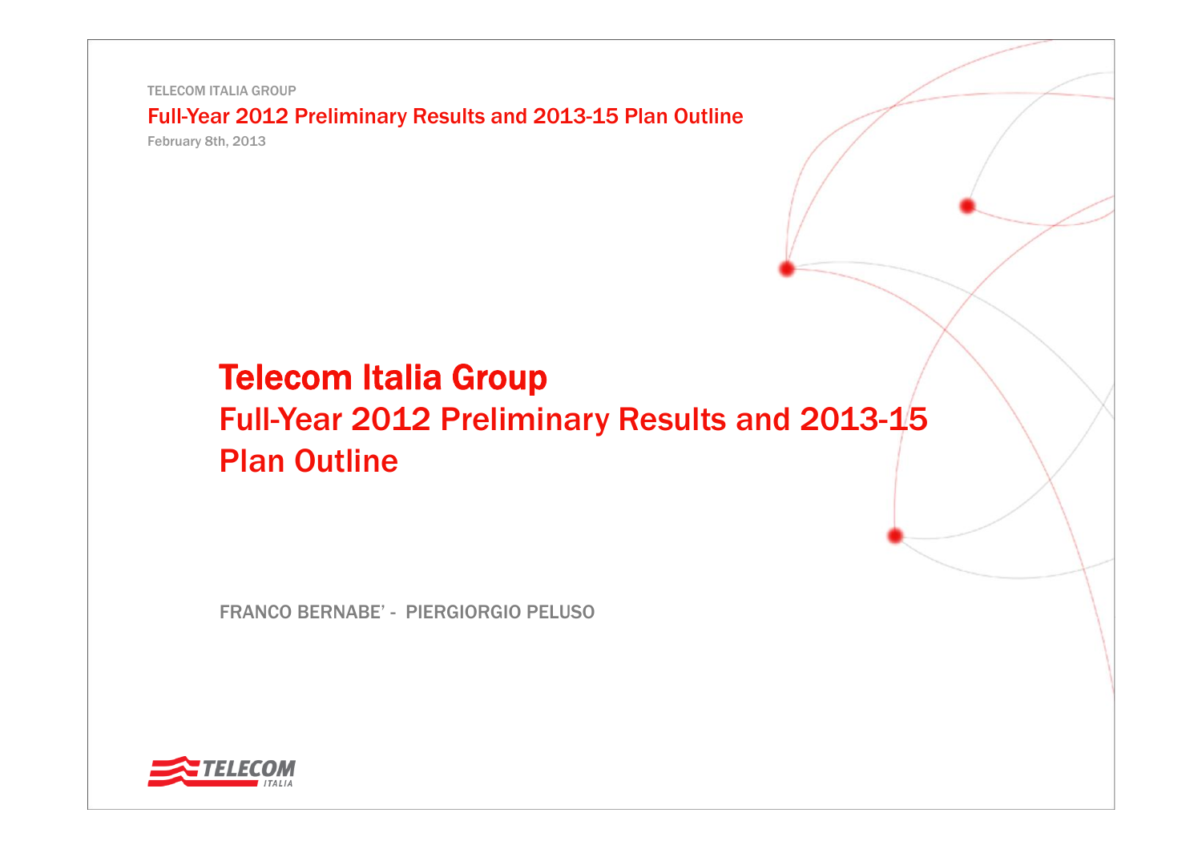TELECOM ITALIA GROUP

Full-Year 2012 Preliminary Results and 2013-15 Plan Outline

February 8th, 2013

# Telecom Italia Group

## Full-Year 2012 Preliminary Results and 2013-15 Plan Outline

FRANCO BERNABE' - PIERGIORGIO PELUSO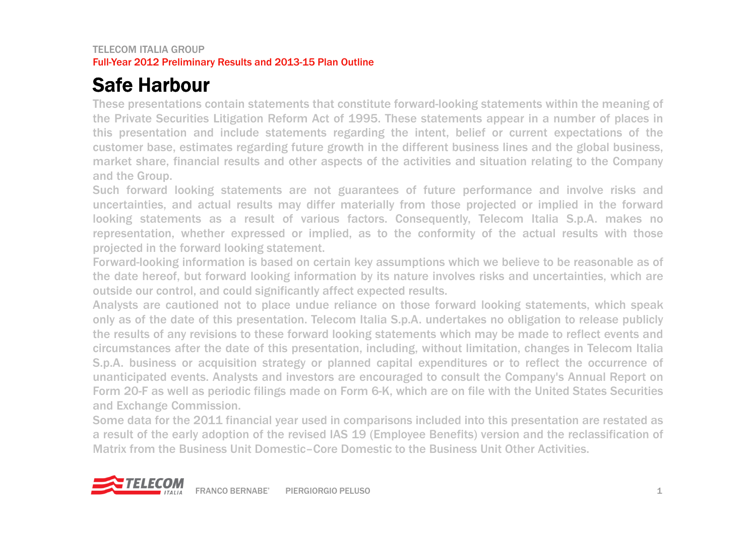# Safe Harbour

These presentations contain statements that constitute forward-looking statements within the meaning of the Private Securities Litigation Reform Act of 1995. These statements appear in a number of places in this presentation and include statements regarding the intent, belief or current expectations of the customer base, estimates regarding future growth in the different business lines and the global business, market share, financial results and other aspects of the activities and situation relating to the Company and the Group.

Such forward looking statements are not guarantees of future performance and involve risks and uncertainties, and actual results may differ materially from those projected or implied in the forward looking statements as a result of various factors. Consequently, Telecom Italia S.p.A. makes no representation, whether expressed or implied, as to the conformity of the actual results with those projected in the forward looking statement.

Forward-looking information is based on certain key assumptions which we believe to be reasonable as of the date hereof, but forward looking information by its nature involves risks and uncertainties, which are outside our control, and could significantly affect expected results.

Analysts are cautioned not to place undue reliance on those forward looking statements, which speak only as of the date of this presentation. Telecom Italia S.p.A. undertakes no obligation to release publicly the results of any revisions to these forward looking statements which may be made to reflect events and circumstances after the date of this presentation, including, without limitation, changes in Telecom Italia S.p.A. business or acquisition strategy or planned capital expenditures or to reflect the occurrence of unanticipated events. Analysts and investors are encouraged to consult the Company's Annual Report on Form 20-F as well as periodic filings made on Form 6-K, which are on file with the United States Securities and Exchange Commission.

Some data for the 2011 financial year used in comparisons included into this presentation are restated as a result of the early adoption of the revised IAS 19 (Employee Benefits) version and the reclassification of Matrix from the Business Unit Domestic–Core Domestic to the Business Unit Other Activities.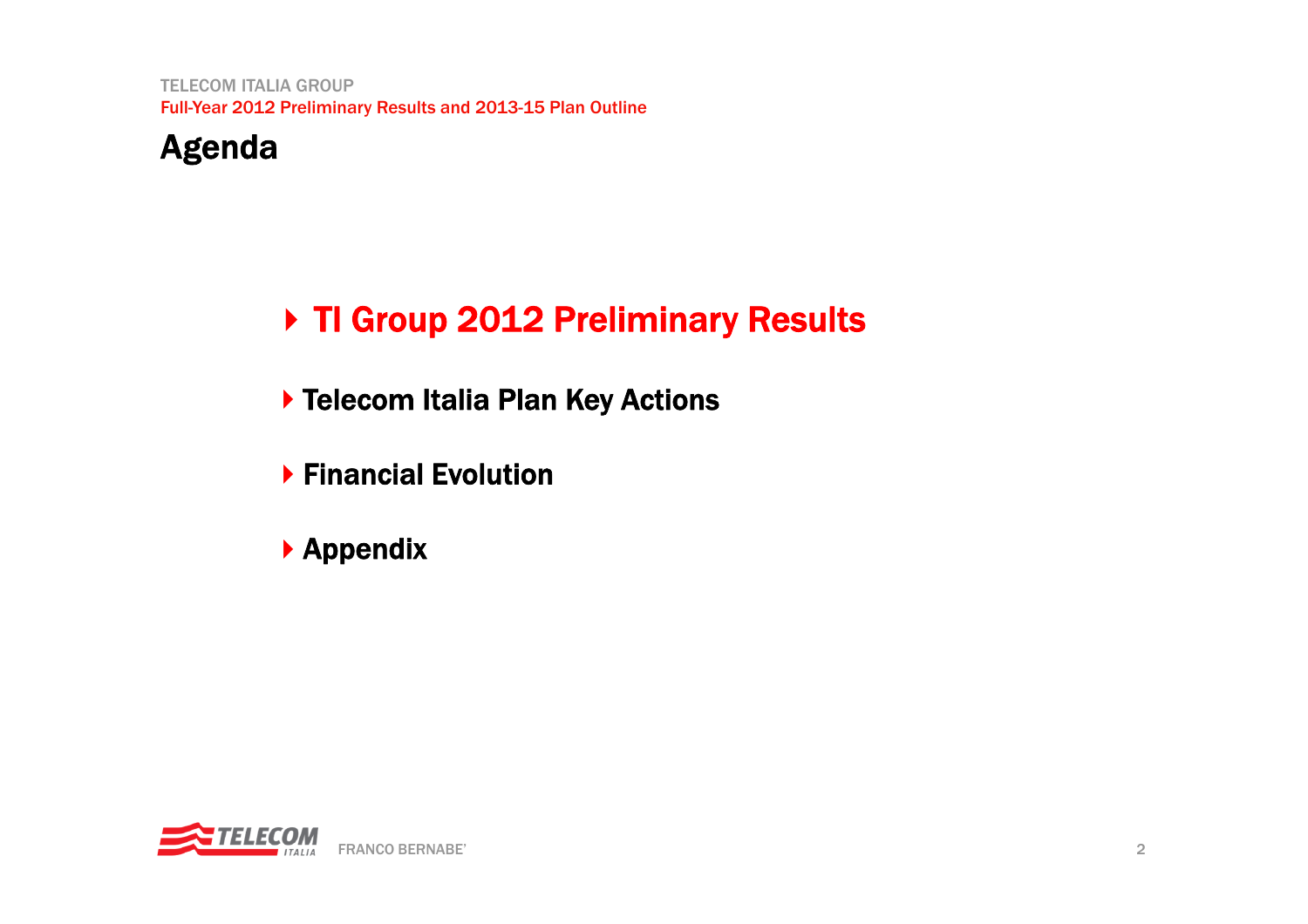# Agenda

- **TI Group 2012 Preliminary Results**
- **Telecom Italia Plan Key Actions**
- **Financial Evolution**
- **Appendix**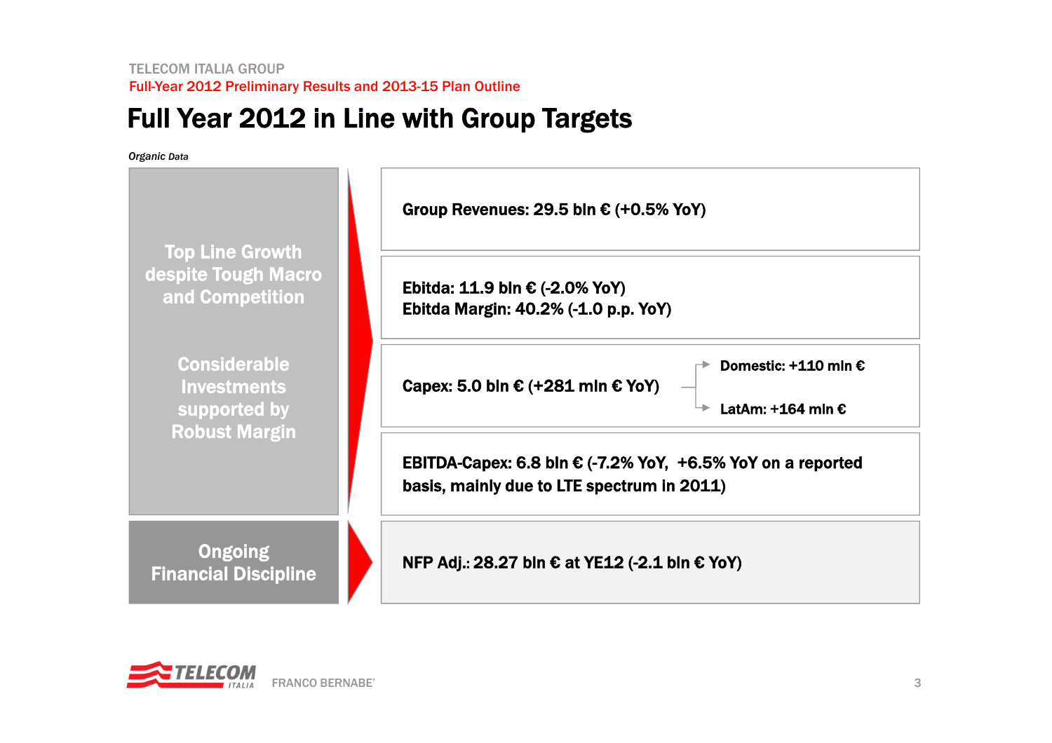TELECOM ITALIA GROUP

Full-Year 2012 Preliminary Results and 2013-15 Plan Outline

# Full Year 2012 in Line with Group Targets

*Organic Data*

| | |
|---|---|
| **Top Line Growth despite Tough Macro and Competition** / **Considerable Investments supported by Robust Margin** | **Group Revenues: 29.5 bln € (+0.5% YoY)** |
| | **Ebitda: 11.9 bln € (-2.0% YoY)**<br>**Ebitda Margin: 40.2% (-1.0 p.p. YoY)** |
| | **Capex: 5.0 bln € (+281 mln € YoY)** → **Domestic: +110 mln €**; **LatAm: +164 mln €** |
| | **EBITDA-Capex: 6.8 bln € (-7.2% YoY, +6.5% YoY on a reported basis, mainly due to LTE spectrum in 2011)** |
| **Ongoing Financial Discipline** | **NFP Adj.: 28.27 bln € at YE12 (-2.1 bln € YoY)** |

FRANCO BERNABE'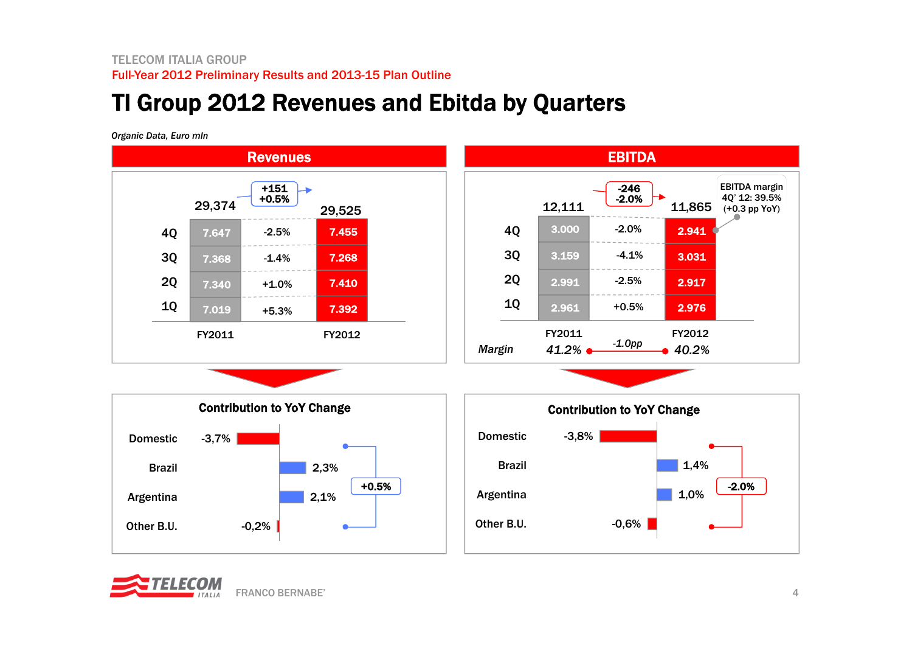TELECOM ITALIA GROUP

Full-Year 2012 Preliminary Results and 2013-15 Plan Outline

# TI Group 2012 Revenues and Ebitda by Quarters

*Organic Data, Euro mln*

## Revenues

| | FY2011 | YoY | FY2012 |
|---|---|---|---|
| Total | 29,374 | +151 / +0.5% | 29,525 |
| 4Q | 7.647 | -2.5% | 7.455 |
| 3Q | 7.368 | -1.4% | 7.268 |
| 2Q | 7.340 | +1.0% | 7.410 |
| 1Q | 7.019 | +5.3% | 7.392 |

**Contribution to YoY Change**

| | |
|---|---|
| Domestic | -3,7% |
| Brazil | 2,3% |
| Argentina | 2,1% |
| Other B.U. | -0,2% |
| **Total** | **+0.5%** |

## EBITDA

| | FY2011 | YoY | FY2012 |
|---|---|---|---|
| Total | 12,111 | -246 / -2.0% | 11,865 |
| 4Q | 3.000 | -2.0% | 2.941 |
| 3Q | 3.159 | -4.1% | 3.031 |
| 2Q | 2.991 | -2.5% | 2.917 |
| 1Q | 2.961 | +0.5% | 2.976 |
| *Margin* | *41.2%* | *-1.0pp* | *40.2%* |

EBITDA margin 4Q' 12: 39.5% (+0.3 pp YoY)

**Contribution to YoY Change**

| | |
|---|---|
| Domestic | -3,8% |
| Brazil | 1,4% |
| Argentina | 1,0% |
| Other B.U. | -0,6% |
| **Total** | **-2.0%** |

FRANCO BERNABE'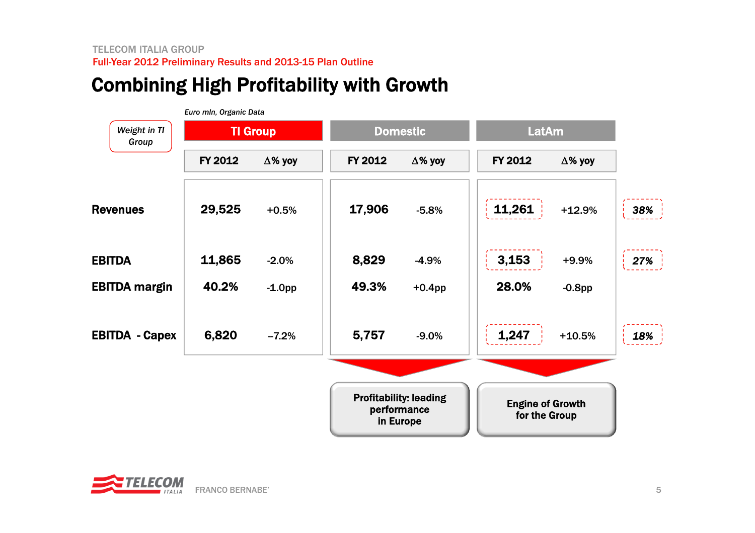TELECOM ITALIA GROUP

Full-Year 2012 Preliminary Results and 2013-15 Plan Outline

# Combining High Profitability with Growth

*Euro mln, Organic Data*

| | TI Group | | Domestic | | LatAm | | *Weight in TI Group* |
|---|---|---|---|---|---|---|---|
| | FY 2012 | Δ% yoy | FY 2012 | Δ% yoy | FY 2012 | Δ% yoy | |
| **Revenues** | **29,525** | +0.5% | **17,906** | -5.8% | **11,261** | +12.9% | *38%* |
| **EBITDA** | **11,865** | -2.0% | **8,829** | -4.9% | **3,153** | +9.9% | *27%* |
| **EBITDA margin** | **40.2%** | -1.0pp | **49.3%** | +0.4pp | **28.0%** | -0.8pp | |
| **EBITDA - Capex** | **6,820** | –7.2% | **5,757** | -9.0% | **1,247** | +10.5% | *18%* |

**Domestic:** Profitability: leading performance in Europe

**LatAm:** Engine of Growth for the Group

FRANCO BERNABE'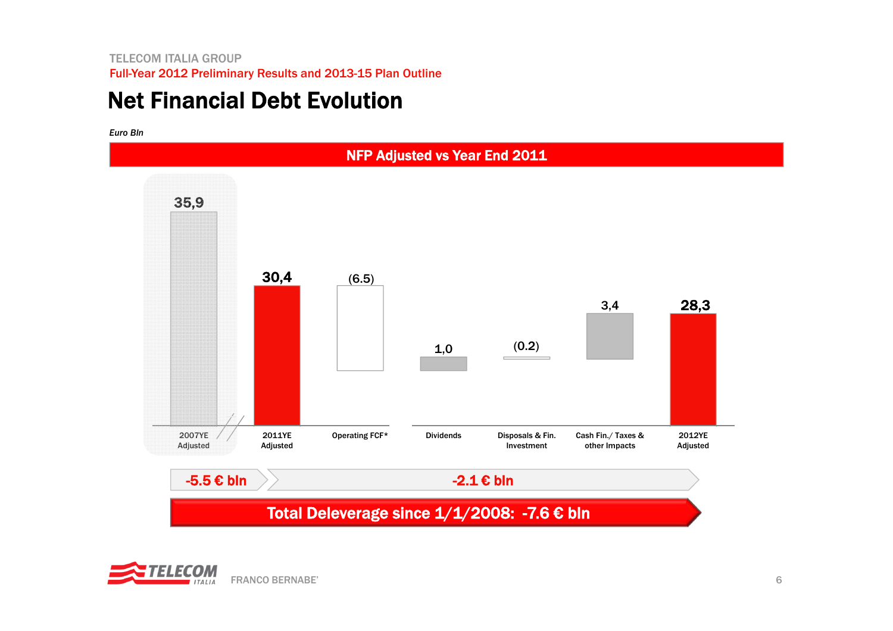TELECOM ITALIA GROUP

Full-Year 2012 Preliminary Results and 2013-15 Plan Outline

# Net Financial Debt Evolution

*Euro Bln*

## NFP Adjusted vs Year End 2011

| 2007YE Adjusted | 2011YE Adjusted | Operating FCF* | Dividends | Disposals & Fin. Investment | Cash Fin./ Taxes & other Impacts | 2012YE Adjusted |
|---|---|---|---|---|---|---|
| 35,9 | 30,4 | (6.5) | 1,0 | (0.2) | 3,4 | 28,3 |

-5.5 € bln

-2.1 € bln

**Total Deleverage since 1/1/2008: -7.6 € bln**

FRANCO BERNABE'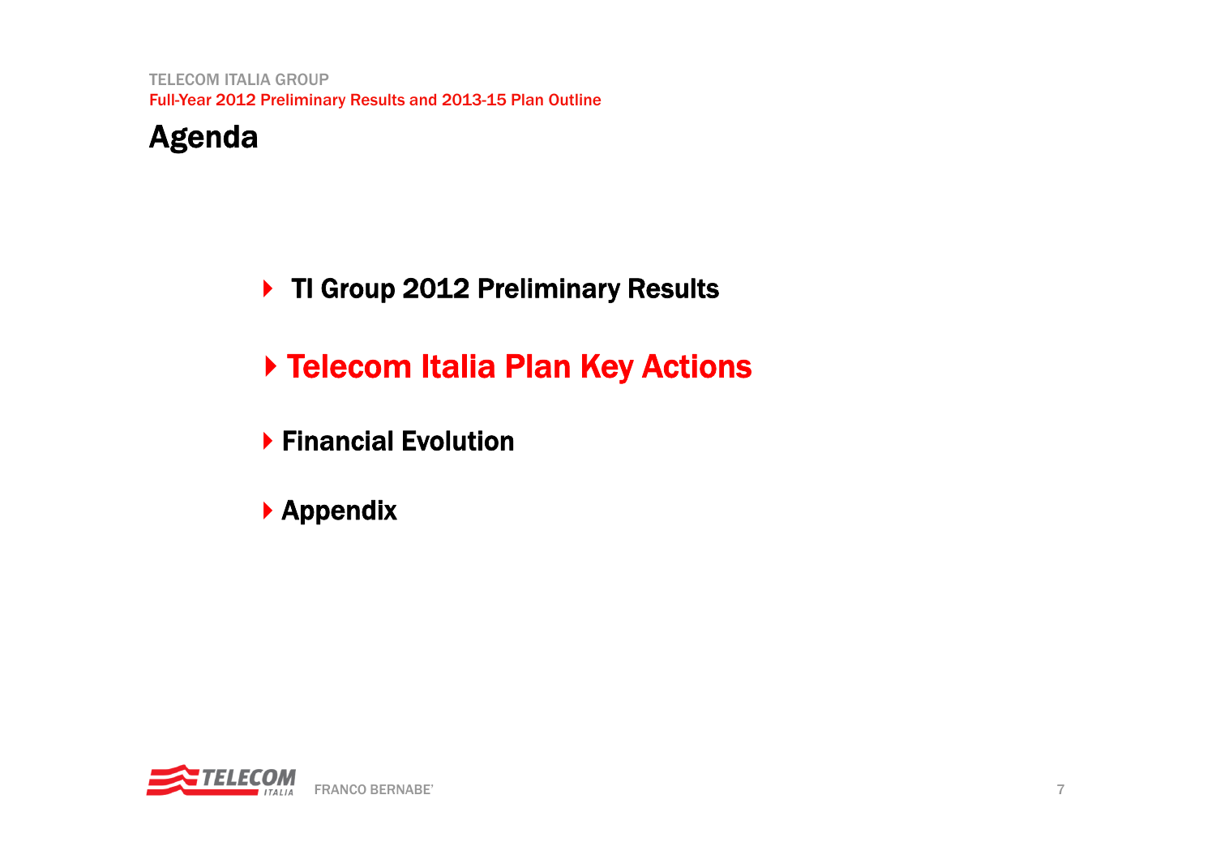# Agenda

- TI Group 2012 Preliminary Results
- **Telecom Italia Plan Key Actions**
- Financial Evolution
- Appendix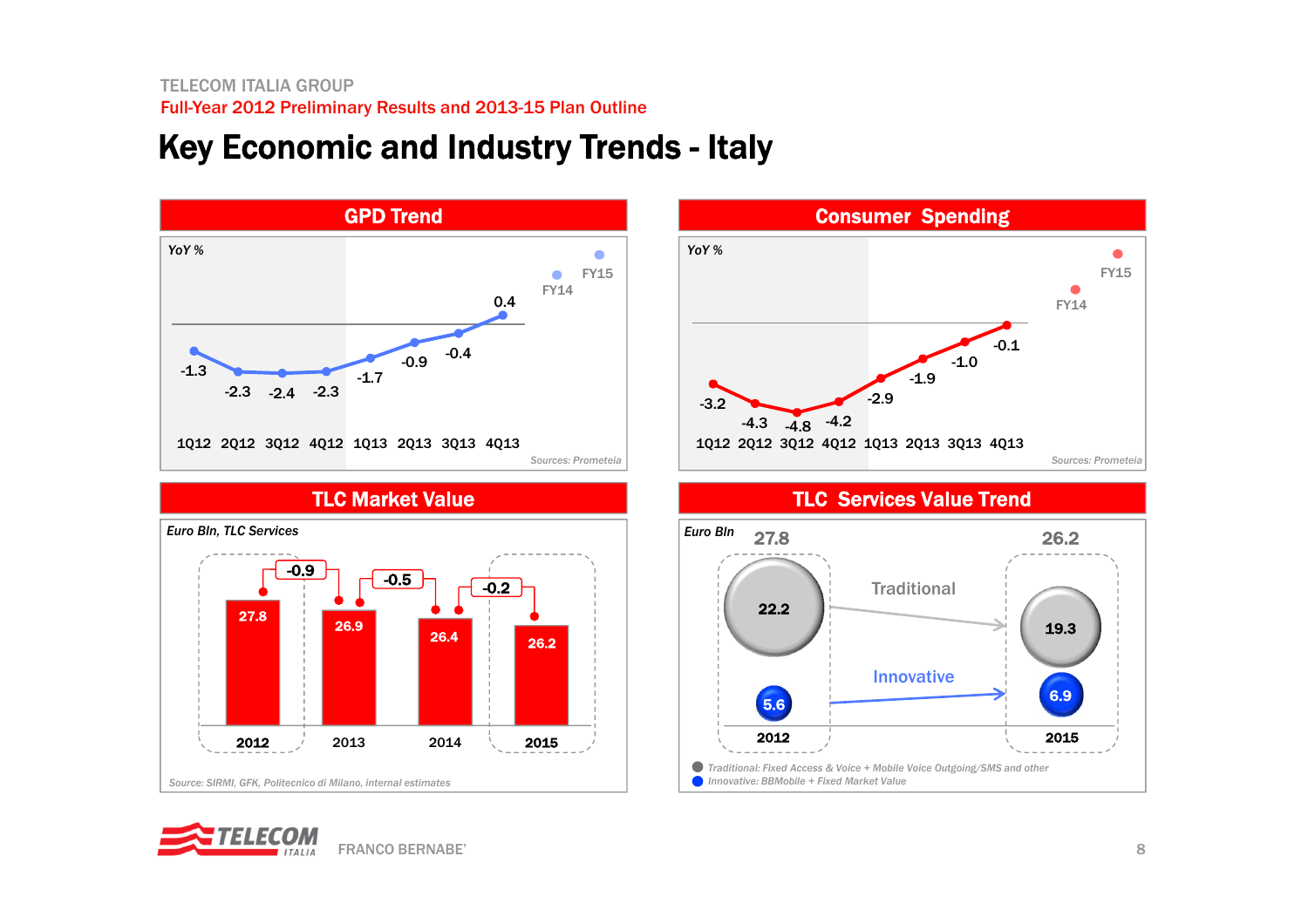TELECOM ITALIA GROUP

Full-Year 2012 Preliminary Results and 2013-15 Plan Outline

# Key Economic and Industry Trends - Italy

## GPD Trend

YoY %

| 1Q12 | 2Q12 | 3Q12 | 4Q12 | 1Q13 | 2Q13 | 3Q13 | 4Q13 |
|---|---|---|---|---|---|---|---|
| -1.3 | -2.3 | -2.4 | -2.3 | -1.7 | -0.9 | -0.4 | 0.4 |

FY14, FY15

*Sources: Prometeia*

## Consumer Spending

YoY %

| 1Q12 | 2Q12 | 3Q12 | 4Q12 | 1Q13 | 2Q13 | 3Q13 | 4Q13 |
|---|---|---|---|---|---|---|---|
| -3.2 | -4.3 | -4.8 | -4.2 | -2.9 | -1.9 | -1.0 | -0.1 |

FY14, FY15

*Sources: Prometeia*

## TLC Market Value

*Euro Bln, TLC Services*

| 2012 | 2013 | 2014 | 2015 |
|---|---|---|---|
| 27.8 | 26.9 | 26.4 | 26.2 |

Changes: -0.9 (2012–2013), -0.5 (2013–2014), -0.2 (2014–2015)

*Source: SIRMI, GFK, Politecnico di Milano, internal estimates*

## TLC Services Value Trend

*Euro Bln*

| | 2012 | 2015 |
|---|---|---|
| Total | 27.8 | 26.2 |
| Traditional | 22.2 | 19.3 |
| Innovative | 5.6 | 6.9 |

*Traditional: Fixed Access & Voice + Mobile Voice Outgoing/SMS and other*

*Innovative: BBMobile + Fixed Market Value*

FRANCO BERNABE'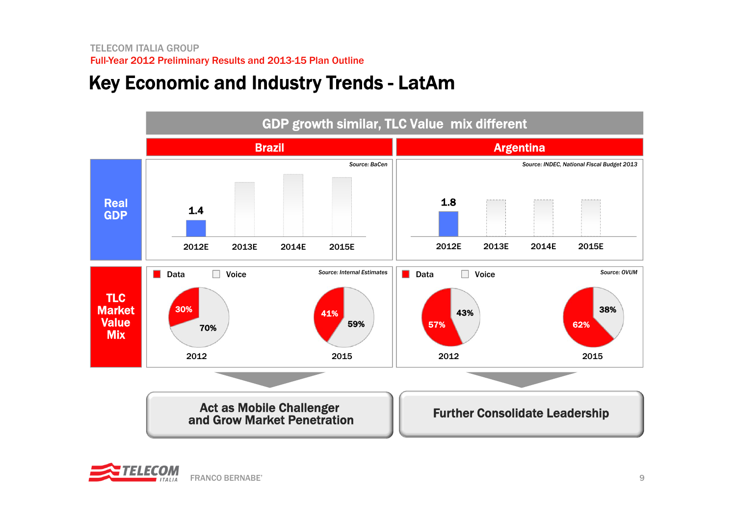TELECOM ITALIA GROUP

Full-Year 2012 Preliminary Results and 2013-15 Plan Outline

# Key Economic and Industry Trends - LatAm

## GDP growth similar, TLC Value mix different

### Real GDP

| | Brazil | Argentina |
|---|---|---|
| 2012E | 1.4 | 1.8 |
| 2013E | | |
| 2014E | | |
| 2015E | | |

Source (Brazil): BaCen

Source (Argentina): INDEC, National Fiscal Budget 2013

### TLC Market Value Mix

| | Brazil 2012 | Brazil 2015 | Argentina 2012 | Argentina 2015 |
|---|---|---|---|---|
| Data | 30% | 41% | 57% | 62% |
| Voice | 70% | 59% | 43% | 38% |

Source (Brazil): Internal Estimates

Source (Argentina): OVUM

**Brazil:** Act as Mobile Challenger and Grow Market Penetration

**Argentina:** Further Consolidate Leadership

FRANCO BERNABE'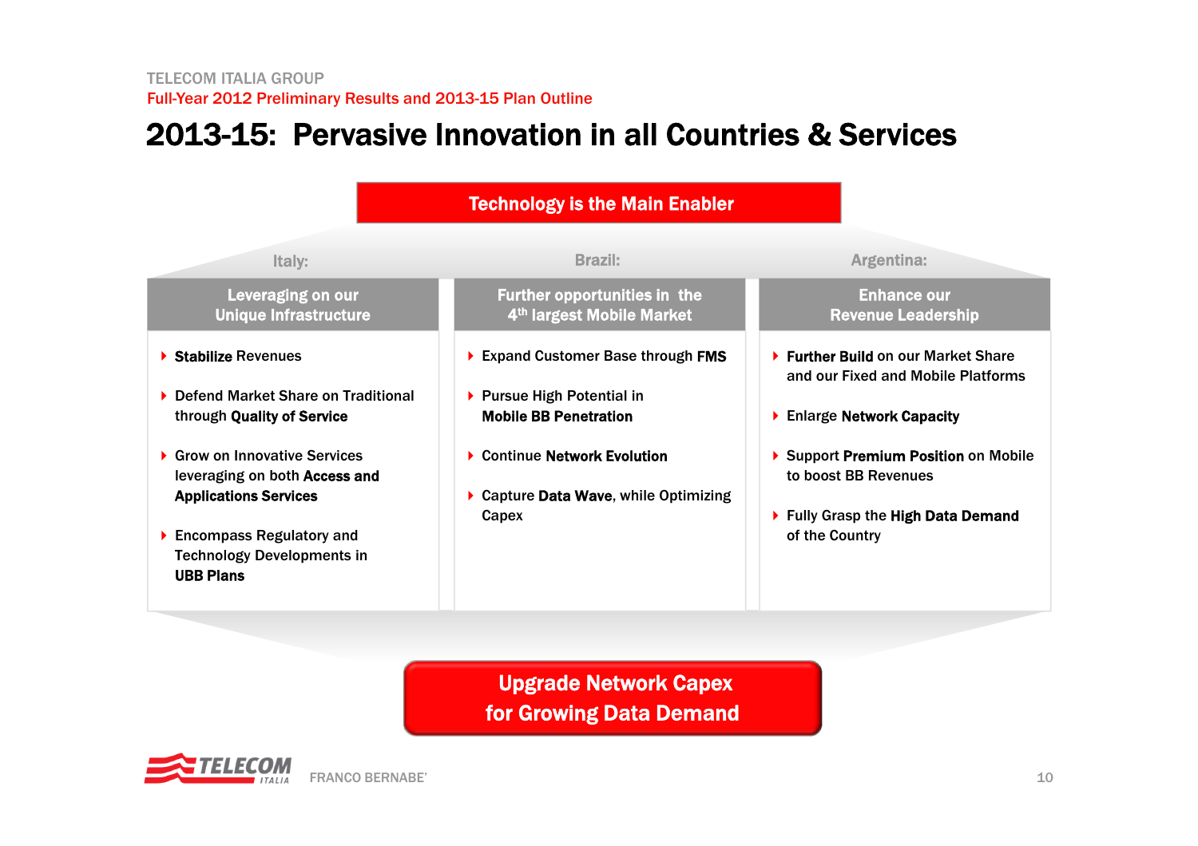# 2013-15: Pervasive Innovation in all Countries & Services

**Technology is the Main Enabler**

## Italy:

### Leveraging on our Unique Infrastructure

- **Stabilize** Revenues
- Defend Market Share on Traditional through **Quality of Service**
- Grow on Innovative Services leveraging on both **Access and Applications Services**
- Encompass Regulatory and Technology Developments in **UBB Plans**

## Brazil:

### Further opportunities in the 4th largest Mobile Market

- Expand Customer Base through **FMS**
- Pursue High Potential in **Mobile BB Penetration**
- Continue **Network Evolution**
- Capture **Data Wave**, while Optimizing Capex

## Argentina:

### Enhance our Revenue Leadership

- **Further Build** on our Market Share and our Fixed and Mobile Platforms
- Enlarge **Network Capacity**
- Support **Premium Position** on Mobile to boost BB Revenues
- Fully Grasp the **High Data Demand** of the Country

**Upgrade Network Capex for Growing Data Demand**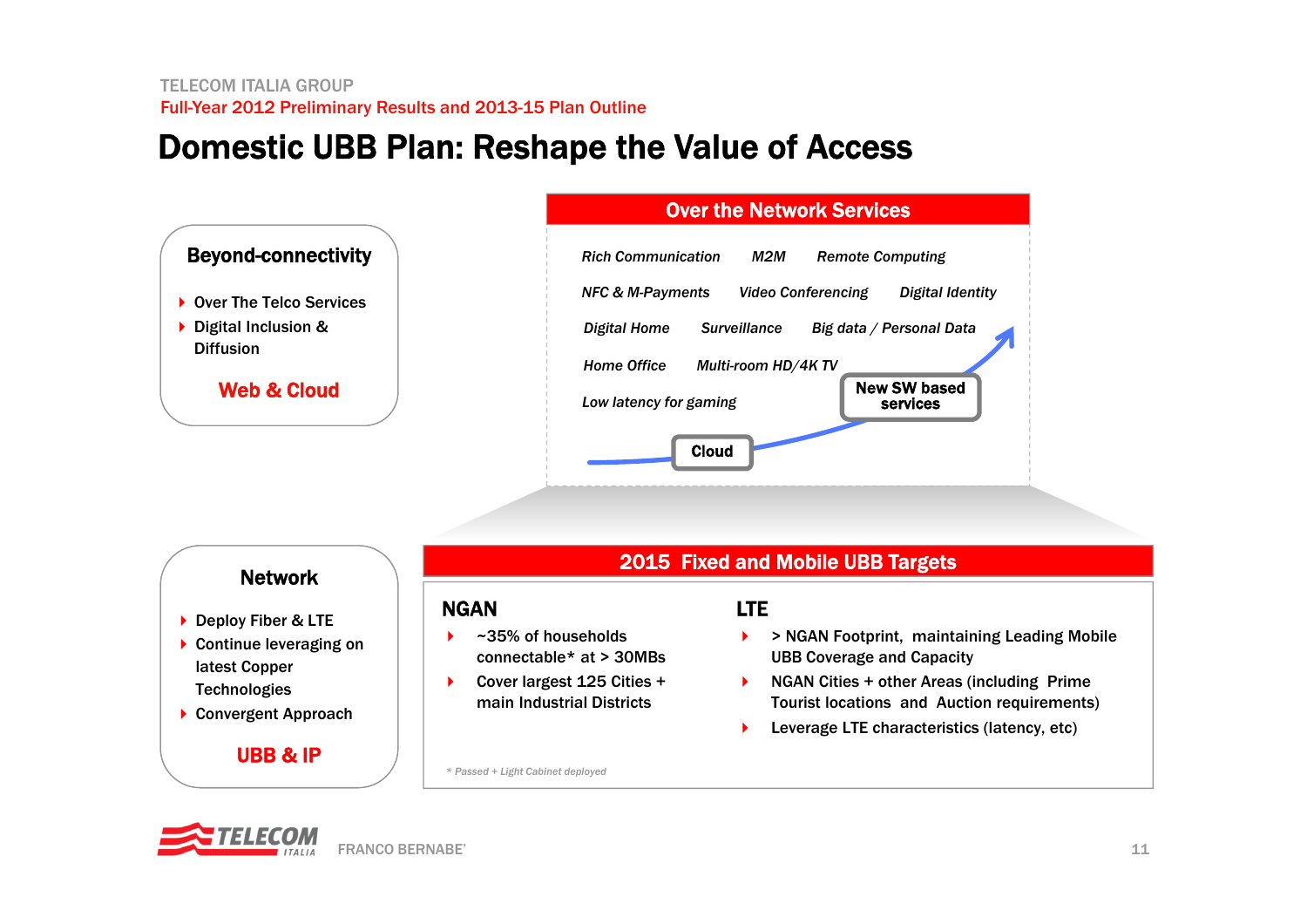# Domestic UBB Plan: Reshape the Value of Access

## Beyond-connectivity

- Over The Telco Services
- Digital Inclusion & Diffusion

**Web & Cloud**

## Over the Network Services

*Rich Communication* · *M2M* · *Remote Computing*

*NFC & M-Payments* · *Video Conferencing* · *Digital Identity*

*Digital Home* · *Surveillance* · *Big data / Personal Data*

*Home Office* · *Multi-room HD/4K TV*

*Low latency for gaming*

Cloud → New SW based services

## Network

- Deploy Fiber & LTE
- Continue leveraging on latest Copper Technologies
- Convergent Approach

**UBB & IP**

## 2015 Fixed and Mobile UBB Targets

### NGAN

- ~35% of households connectable* at > 30MBs
- Cover largest 125 Cities + main Industrial Districts

### LTE

- > NGAN Footprint, maintaining Leading Mobile UBB Coverage and Capacity
- NGAN Cities + other Areas (including Prime Tourist locations and Auction requirements)
- Leverage LTE characteristics (latency, etc)

*\* Passed + Light Cabinet deployed*

FRANCO BERNABE'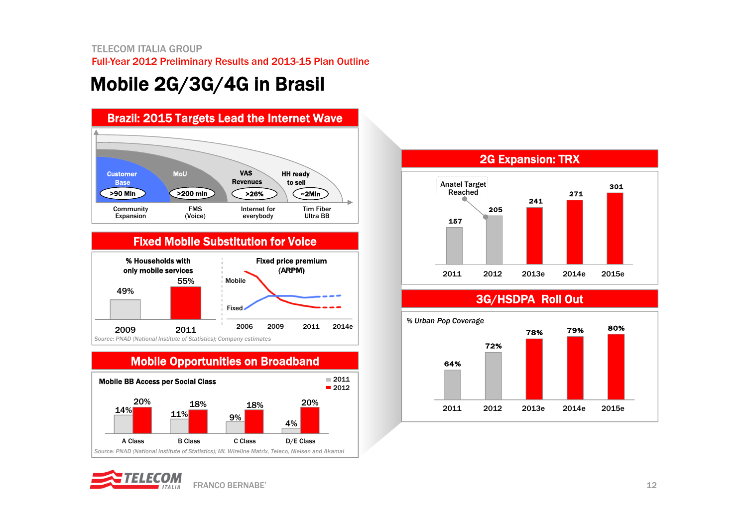TELECOM ITALIA GROUP

Full-Year 2012 Preliminary Results and 2013-15 Plan Outline

# Mobile 2G/3G/4G in Brasil

## Brazil: 2015 Targets Lead the Internet Wave

| Customer Base | MoU | VAS Revenues | HH ready to sell |
|---|---|---|---|
| >90 Mln | >200 min | >26% | ~2Mln |
| Community Expansion | FMS (Voice) | Internet for everybody | Tim Fiber Ultra BB |

## Fixed Mobile Substitution for Voice

**% Households with only mobile services**

| 2009 | 2011 |
|---|---|
| 49% | 55% |

**Fixed price premium (ARPM)**

Mobile / Fixed — 2006, 2009, 2011, 2014e

Source: PNAD (National Institute of Statistics); Company estimates

## Mobile Opportunities on Broadband

**Mobile BB Access per Social Class**

| | A Class | B Class | C Class | D/E Class |
|---|---|---|---|---|
| 2011 | 14% | 11% | 9% | 4% |
| 2012 | 20% | 18% | 18% | 20% |

Source: PNAD (National Institute of Statistics); ML Wireline Matrix, Teleco, Nielsen and Akamai

## 2G Expansion: TRX

| 2011 | 2012 | 2013e | 2014e | 2015e |
|---|---|---|---|---|
| 157 | 205 | 241 | 271 | 301 |

Anatel Target Reached

## 3G/HSDPA Roll Out

*% Urban Pop Coverage*

| 2011 | 2012 | 2013e | 2014e | 2015e |
|---|---|---|---|---|
| 64% | 72% | 78% | 79% | 80% |

FRANCO BERNABE'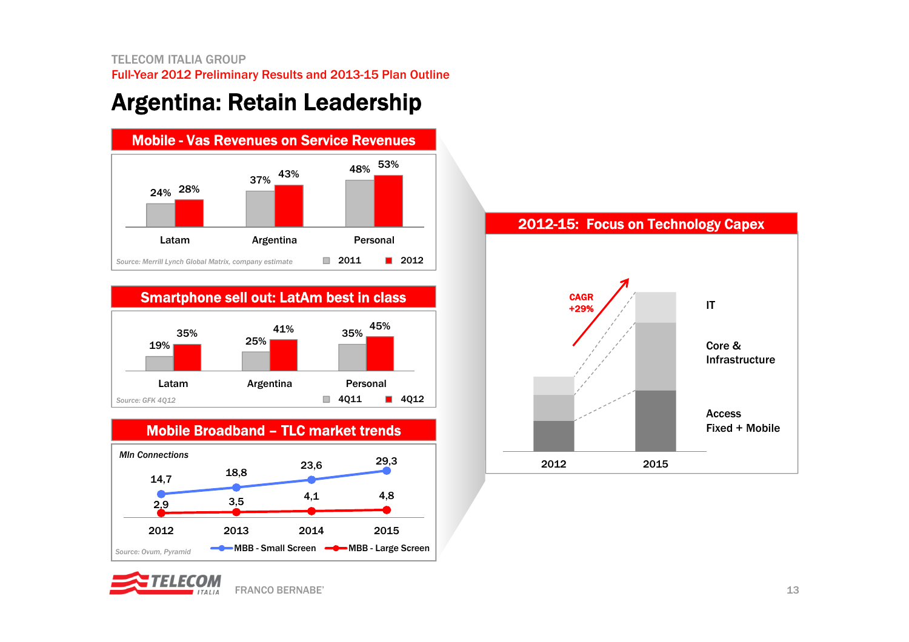TELECOM ITALIA GROUP

Full-Year 2012 Preliminary Results and 2013-15 Plan Outline

# Argentina: Retain Leadership

## Mobile - Vas Revenues on Service Revenues

| | Latam | Argentina | Personal |
|---|---|---|---|
| 2011 | 24% | 37% | 48% |
| 2012 | 28% | 43% | 53% |

*Source: Merrill Lynch Global Matrix, company estimate*

## Smartphone sell out: LatAm best in class

| | Latam | Argentina | Personal |
|---|---|---|---|
| 4Q11 | 19% | 25% | 35% |
| 4Q12 | 35% | 41% | 45% |

*Source: GFK 4Q12*

## Mobile Broadband – TLC market trends

*Mln Connections*

| | 2012 | 2013 | 2014 | 2015 |
|---|---|---|---|---|
| MBB - Small Screen | 14,7 | 18,8 | 23,6 | 29,3 |
| MBB - Large Screen | 2,9 | 3,5 | 4,1 | 4,8 |

*Source: Ovum, Pyramid*

## 2012-15: Focus on Technology Capex

CAGR +29%

2012 – 2015

- IT
- Core & Infrastructure
- Access Fixed + Mobile

FRANCO BERNABE'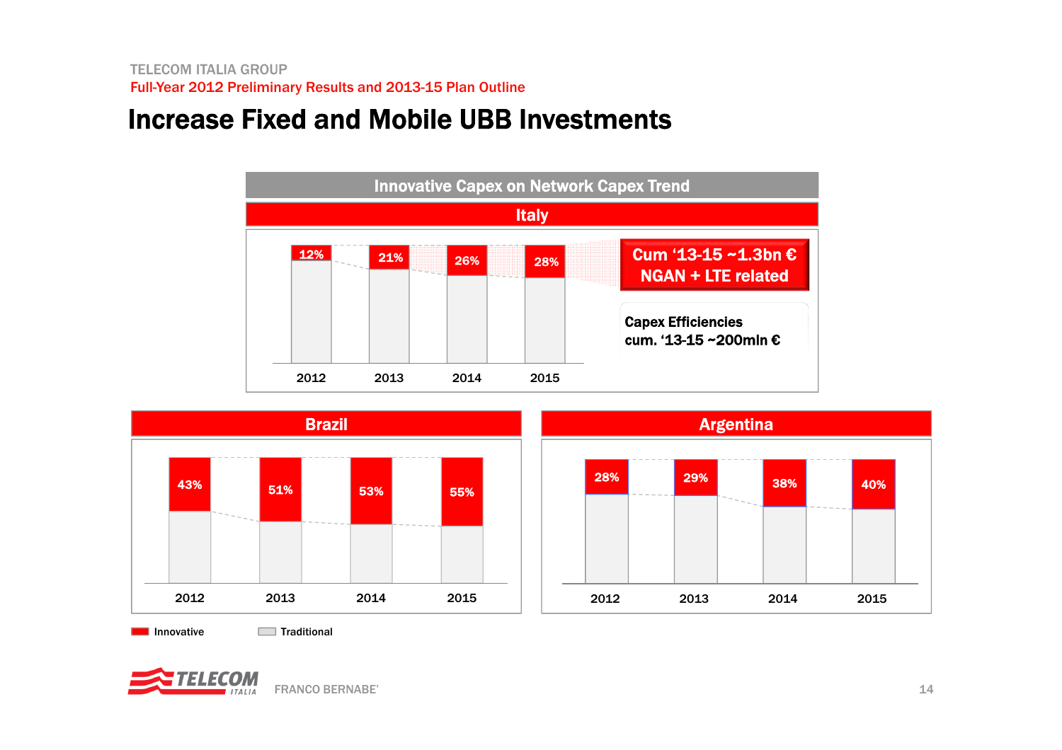# Increase Fixed and Mobile UBB Investments

## Innovative Capex on Network Capex Trend

### Italy

| | 2012 | 2013 | 2014 | 2015 |
|---|---|---|---|---|
| Innovative | 12% | 21% | 26% | 28% |

**Cum '13-15 ~1.3bn € NGAN + LTE related**

**Capex Efficiencies cum. '13-15 ~200mln €**

### Brazil

| | 2012 | 2013 | 2014 | 2015 |
|---|---|---|---|---|
| Innovative | 43% | 51% | 53% | 55% |

### Argentina

| | 2012 | 2013 | 2014 | 2015 |
|---|---|---|---|---|
| Innovative | 28% | 29% | 38% | 40% |

Legend: Innovative / Traditional

FRANCO BERNABE'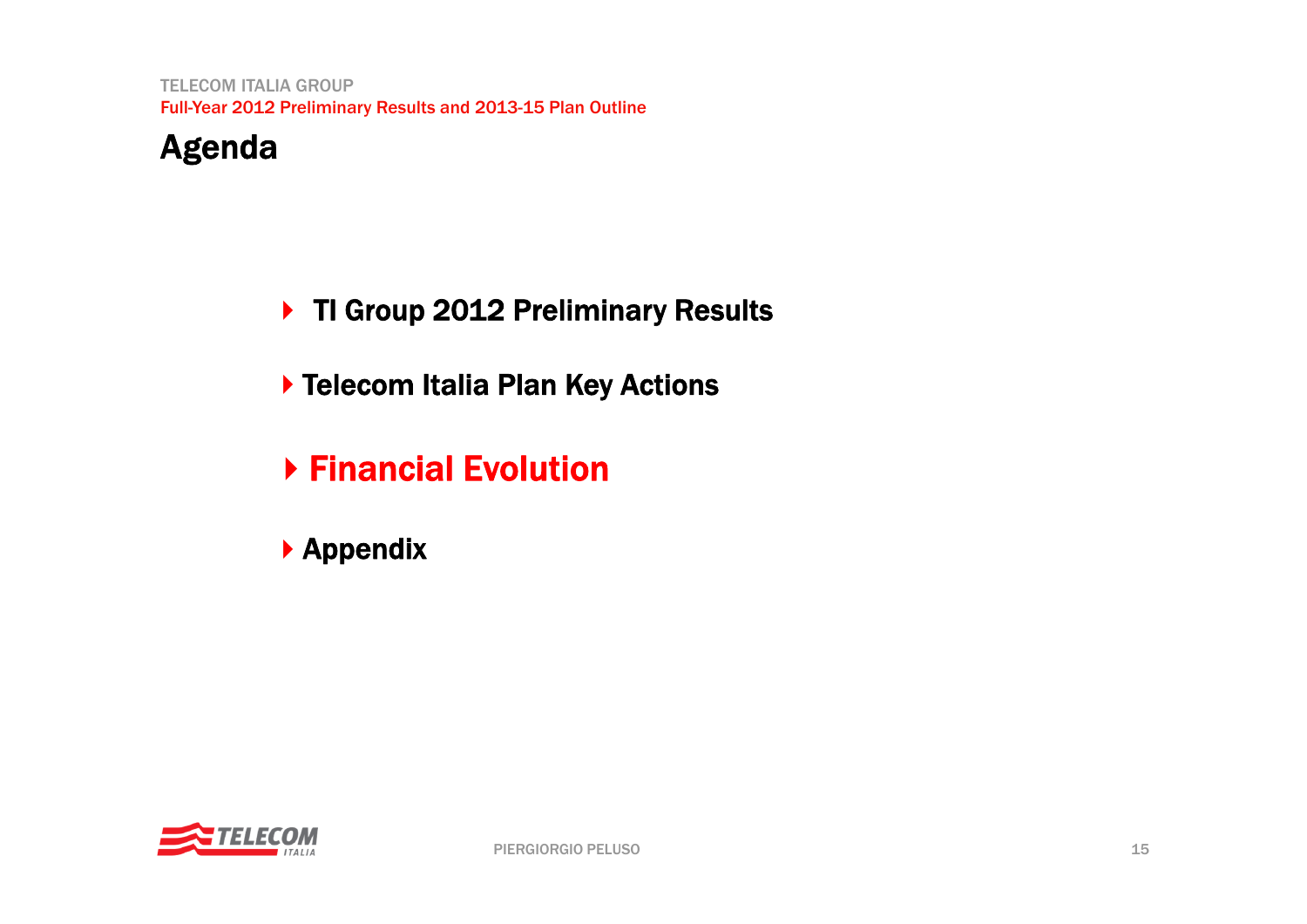# Agenda

- TI Group 2012 Preliminary Results
- Telecom Italia Plan Key Actions
- **Financial Evolution**
- Appendix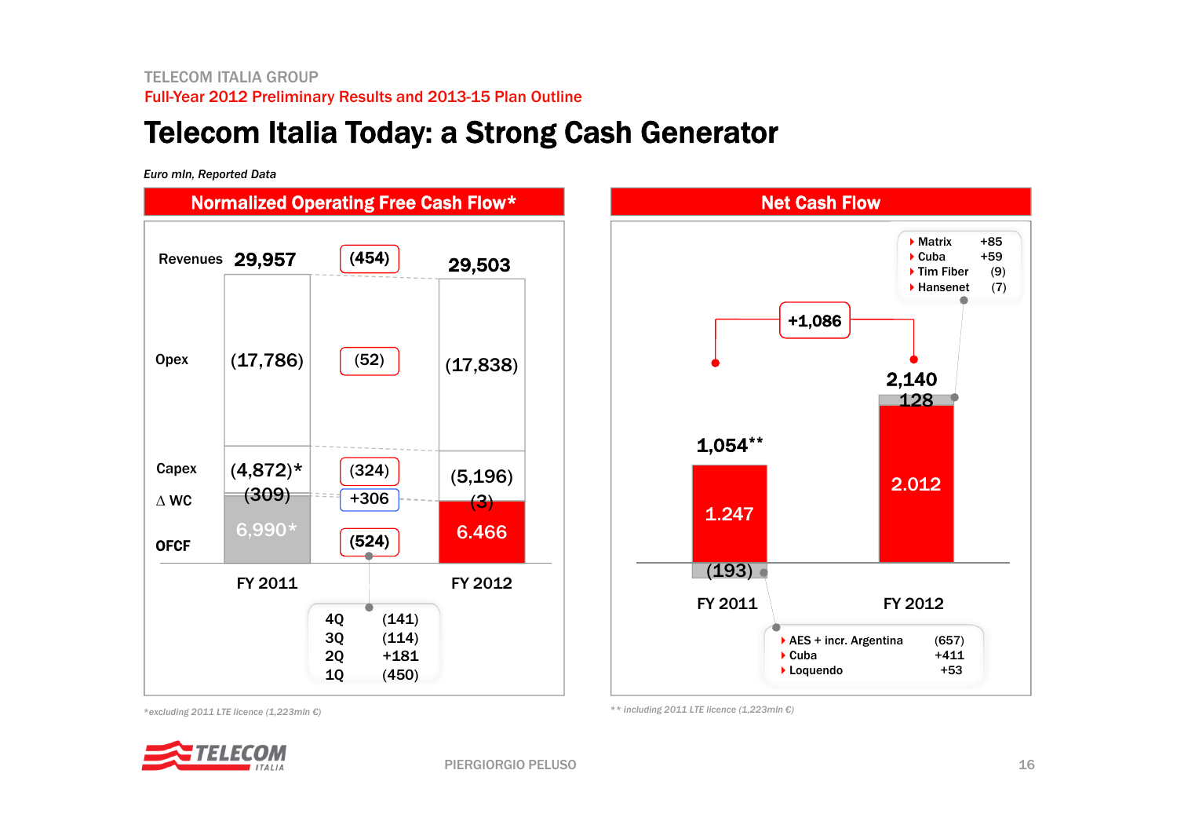TELECOM ITALIA GROUP

Full-Year 2012 Preliminary Results and 2013-15 Plan Outline

# Telecom Italia Today: a Strong Cash Generator

*Euro mln, Reported Data*

## Normalized Operating Free Cash Flow*

|  | FY 2011 | Change | FY 2012 |
|---|---|---|---|
| Revenues | 29,957 | (454) | 29,503 |
| Opex | (17,786) | (52) | (17,838) |
| Capex | (4,872)* | (324) | (5,196) |
| ∆ WC | (309) | +306 | (3) |
| OFCF | 6,990* | (524) | 6.466 |

| Quarter | OFCF change |
|---|---|
| 4Q | (141) |
| 3Q | (114) |
| 2Q | +181 |
| 1Q | (450) |

*excluding 2011 LTE licence (1,223mln €)

## Net Cash Flow

|  | FY 2011 | FY 2012 |
|---|---|---|
| Net Cash Flow | 1,054** | 2,140 |
| Components | 1.247 / (193) | 2.012 / 128 |

Change: +1,086

FY 2011 (193):
- AES + incr. Argentina (657)
- Cuba +411
- Loquendo +53

FY 2012 128:
- Matrix +85
- Cuba +59
- Tim Fiber (9)
- Hansenet (7)

** including 2011 LTE licence (1,223mln €)

PIERGIORGIO PELUSO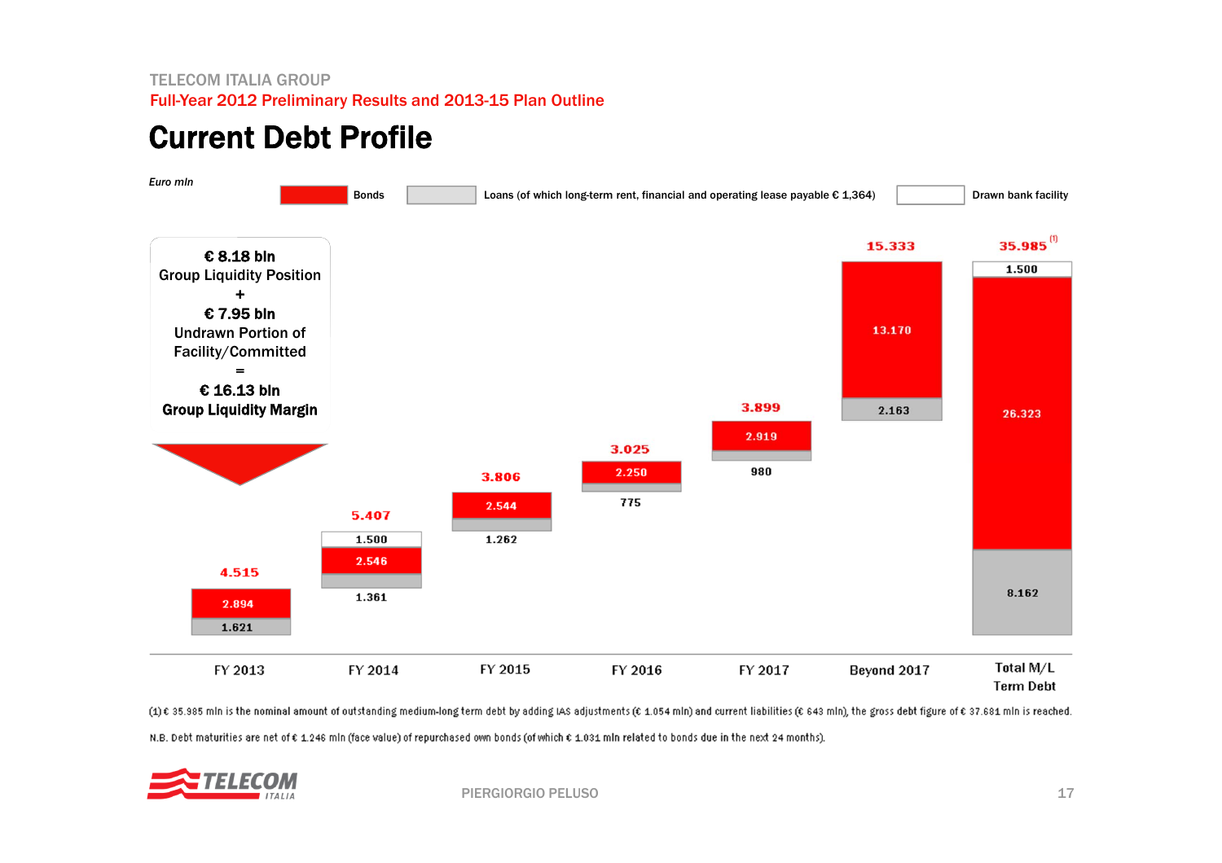TELECOM ITALIA GROUP

Full-Year 2012 Preliminary Results and 2013-15 Plan Outline

# Current Debt Profile

*Euro mln*

Bonds | Loans (of which long-term rent, financial and operating lease payable € 1,364) | Drawn bank facility

**€ 8.18 bln**
Group Liquidity Position
+
**€ 7.95 bln**
Undrawn Portion of Facility/Committed
=
**€ 16.13 bln**
**Group Liquidity Margin**

| | FY 2013 | FY 2014 | FY 2015 | FY 2016 | FY 2017 | Beyond 2017 | Total M/L Term Debt |
|---|---|---|---|---|---|---|---|
| Drawn bank facility | | 1.500 | | | | | 1.500 |
| Bonds | 2.894 | 2.546 | 2.544 | 2.250 | 2.919 | 13.170 | 26.323 |
| Loans | 1.621 | 1.361 | 1.262 | 775 | 980 | 2.163 | 8.162 |
| Total | 4.515 | 5.407 | 3.806 | 3.025 | 3.899 | 15.333 | 35.985 [1] |

(1) € 35.985 mln is the nominal amount of outstanding medium-long term debt by adding IAS adjustments (€ 1.054 mln) and current liabilities (€ 643 mln), the gross debt figure of € 37.681 mln is reached.

N.B. Debt maturities are net of € 1.246 mln (face value) of repurchased own bonds (of which € 1.031 mln related to bonds due in the next 24 months).

PIERGIORGIO PELUSO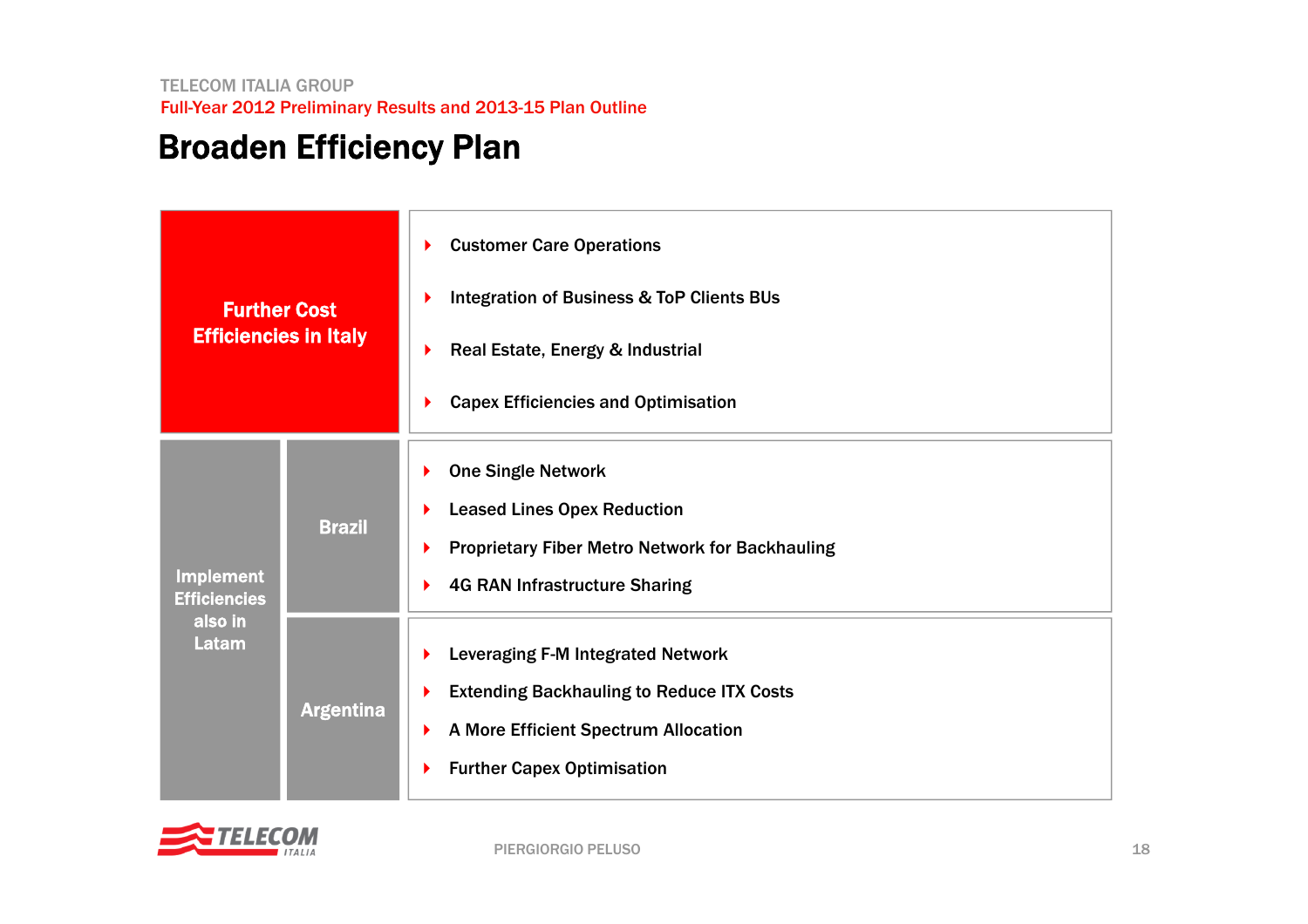# Broaden Efficiency Plan

## Further Cost Efficiencies in Italy

- Customer Care Operations
- Integration of Business & ToP Clients BUs
- Real Estate, Energy & Industrial
- Capex Efficiencies and Optimisation

## Implement Efficiencies also in Latam

### Brazil

- One Single Network
- Leased Lines Opex Reduction
- Proprietary Fiber Metro Network for Backhauling
- 4G RAN Infrastructure Sharing

### Argentina

- Leveraging F-M Integrated Network
- Extending Backhauling to Reduce ITX Costs
- A More Efficient Spectrum Allocation
- Further Capex Optimisation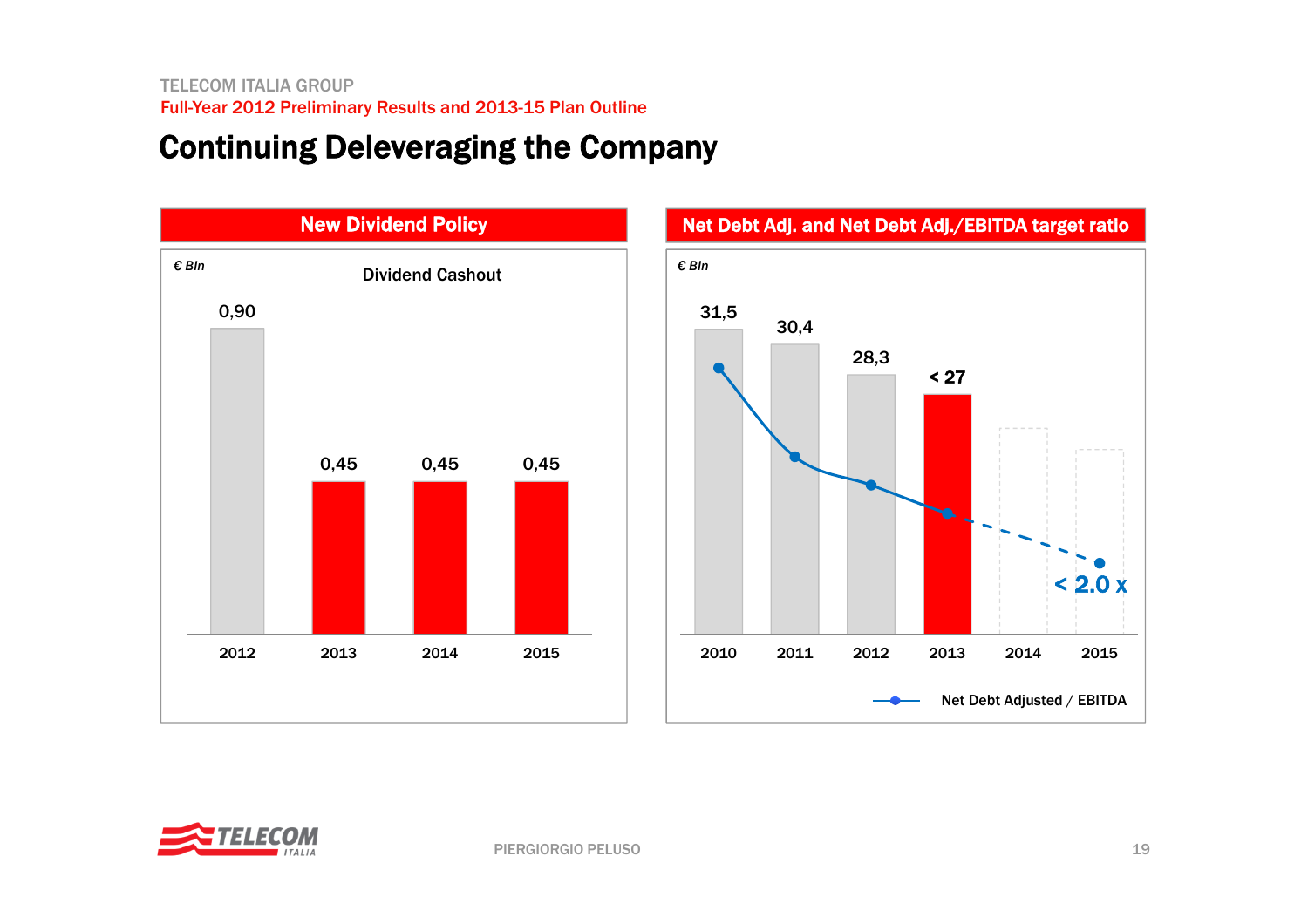TELECOM ITALIA GROUP

Full-Year 2012 Preliminary Results and 2013-15 Plan Outline

# Continuing Deleveraging the Company

## New Dividend Policy

€ Bln

Dividend Cashout

| 2012 | 2013 | 2014 | 2015 |
|---|---|---|---|
| 0,90 | 0,45 | 0,45 | 0,45 |

## Net Debt Adj. and Net Debt Adj./EBITDA target ratio

€ Bln

| 2010 | 2011 | 2012 | 2013 | 2014 | 2015 |
|---|---|---|---|---|---|
| 31,5 | 30,4 | 28,3 | < 27 | | |

Net Debt Adjusted / EBITDA: < 2.0 x (2015)

PIERGIORGIO PELUSO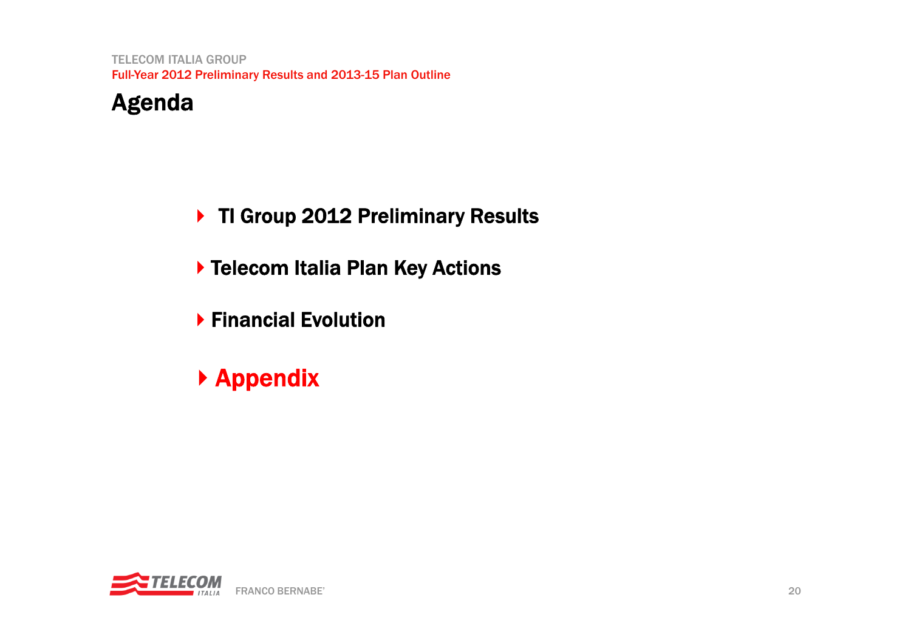# Agenda

- TI Group 2012 Preliminary Results
- Telecom Italia Plan Key Actions
- Financial Evolution
- **Appendix**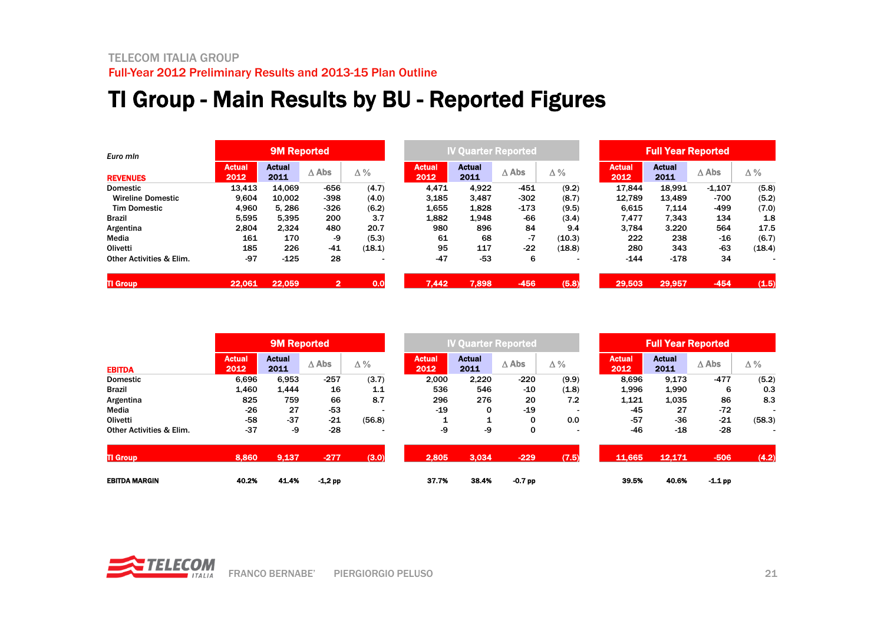TELECOM ITALIA GROUP

Full-Year 2012 Preliminary Results and 2013-15 Plan Outline

# TI Group - Main Results by BU - Reported Figures

| Euro mln | 9M Reported | | | | IV Quarter Reported | | | | Full Year Reported | | | |
|---|---|---|---|---|---|---|---|---|---|---|---|---|
| **REVENUES** | Actual 2012 | Actual 2011 | Δ Abs | Δ % | Actual 2012 | Actual 2011 | Δ Abs | Δ % | Actual 2012 | Actual 2011 | Δ Abs | Δ % |
| Domestic | 13,413 | 14,069 | -656 | (4.7) | 4,471 | 4,922 | -451 | (9.2) | 17,844 | 18,991 | -1,107 | (5.8) |
| Wireline Domestic | 9,604 | 10,002 | -398 | (4.0) | 3,185 | 3,487 | -302 | (8.7) | 12,789 | 13,489 | -700 | (5.2) |
| Tim Domestic | 4,960 | 5, 286 | -326 | (6.2) | 1,655 | 1,828 | -173 | (9.5) | 6,615 | 7,114 | -499 | (7.0) |
| Brazil | 5,595 | 5,395 | 200 | 3.7 | 1,882 | 1,948 | -66 | (3.4) | 7,477 | 7,343 | 134 | 1.8 |
| Argentina | 2,804 | 2,324 | 480 | 20.7 | 980 | 896 | 84 | 9.4 | 3,784 | 3.220 | 564 | 17.5 |
| Media | 161 | 170 | -9 | (5.3) | 61 | 68 | -7 | (10.3) | 222 | 238 | -16 | (6.7) |
| Olivetti | 185 | 226 | -41 | (18.1) | 95 | 117 | -22 | (18.8) | 280 | 343 | -63 | (18.4) |
| Other Activities & Elim. | -97 | -125 | 28 | - | -47 | -53 | 6 | - | -144 | -178 | 34 | - |
| **TI Group** | **22,061** | **22,059** | **2** | **0.0** | **7,442** | **7,898** | **-456** | **(5.8)** | **29,503** | **29,957** | **-454** | **(1.5)** |

| | 9M Reported | | | | IV Quarter Reported | | | | Full Year Reported | | | |
|---|---|---|---|---|---|---|---|---|---|---|---|---|
| **EBITDA** | Actual 2012 | Actual 2011 | Δ Abs | Δ % | Actual 2012 | Actual 2011 | Δ Abs | Δ % | Actual 2012 | Actual 2011 | Δ Abs | Δ % |
| Domestic | 6,696 | 6,953 | -257 | (3.7) | 2,000 | 2,220 | -220 | (9.9) | 8,696 | 9,173 | -477 | (5.2) |
| Brazil | 1,460 | 1,444 | 16 | 1.1 | 536 | 546 | -10 | (1.8) | 1,996 | 1,990 | 6 | 0.3 |
| Argentina | 825 | 759 | 66 | 8.7 | 296 | 276 | 20 | 7.2 | 1,121 | 1,035 | 86 | 8.3 |
| Media | -26 | 27 | -53 | - | -19 | 0 | -19 | - | -45 | 27 | -72 | - |
| Olivetti | -58 | -37 | -21 | (56.8) | 1 | 1 | 0 | 0.0 | -57 | -36 | -21 | (58.3) |
| Other Activities & Elim. | -37 | -9 | -28 | - | -9 | -9 | 0 | - | -46 | -18 | -28 | - |
| **TI Group** | **8,860** | **9,137** | **-277** | **(3.0)** | **2,805** | **3,034** | **-229** | **(7.5)** | **11,665** | **12,171** | **-506** | **(4.2)** |
| **EBITDA MARGIN** | **40.2%** | **41.4%** | **-1,2 pp** | | **37.7%** | **38.4%** | **-0.7 pp** | | **39.5%** | **40.6%** | **-1.1 pp** | |

FRANCO BERNABE' PIERGIORGIO PELUSO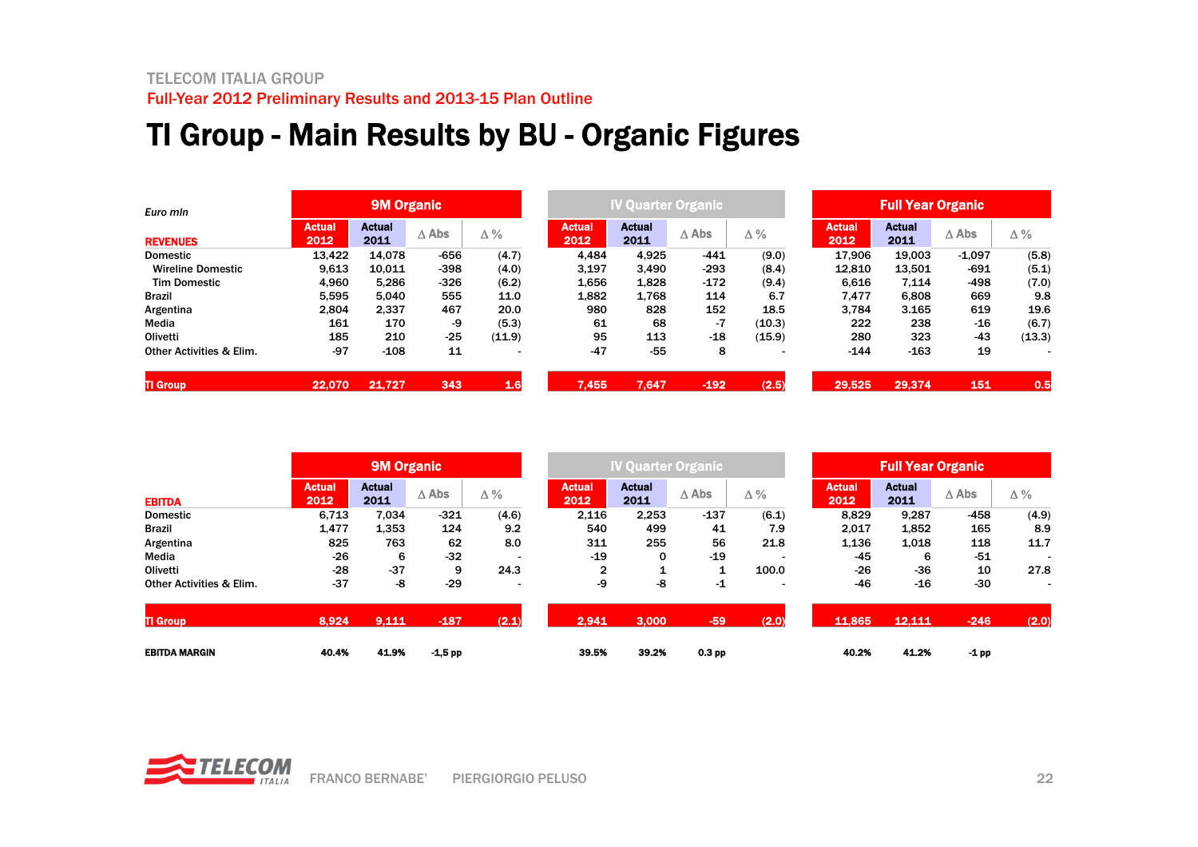# TI Group - Main Results by BU - Organic Figures

*Euro mln*

| REVENUES | 9M Organic | | | | IV Quarter Organic | | | | Full Year Organic | | | |
|---|---|---|---|---|---|---|---|---|---|---|---|---|
| | Actual 2012 | Actual 2011 | Δ Abs | Δ % | Actual 2012 | Actual 2011 | Δ Abs | Δ % | Actual 2012 | Actual 2011 | Δ Abs | Δ % |
| Domestic | 13,422 | 14,078 | -656 | (4.7) | 4,484 | 4,925 | -441 | (9.0) | 17,906 | 19,003 | -1,097 | (5.8) |
| Wireline Domestic | 9,613 | 10,011 | -398 | (4.0) | 3,197 | 3,490 | -293 | (8.4) | 12,810 | 13,501 | -691 | (5.1) |
| Tim Domestic | 4,960 | 5,286 | -326 | (6.2) | 1,656 | 1,828 | -172 | (9.4) | 6,616 | 7,114 | -498 | (7.0) |
| Brazil | 5,595 | 5,040 | 555 | 11.0 | 1,882 | 1,768 | 114 | 6.7 | 7,477 | 6,808 | 669 | 9.8 |
| Argentina | 2,804 | 2,337 | 467 | 20.0 | 980 | 828 | 152 | 18.5 | 3,784 | 3.165 | 619 | 19.6 |
| Media | 161 | 170 | -9 | (5.3) | 61 | 68 | -7 | (10.3) | 222 | 238 | -16 | (6.7) |
| Olivetti | 185 | 210 | -25 | (11.9) | 95 | 113 | -18 | (15.9) | 280 | 323 | -43 | (13.3) |
| Other Activities & Elim. | -97 | -108 | 11 | - | -47 | -55 | 8 | - | -144 | -163 | 19 | - |
| **TI Group** | **22,070** | **21,727** | **343** | **1.6** | **7,455** | **7,647** | **-192** | **(2.5)** | **29,525** | **29,374** | **151** | **0.5** |

| EBITDA | 9M Organic | | | | IV Quarter Organic | | | | Full Year Organic | | | |
|---|---|---|---|---|---|---|---|---|---|---|---|---|
| | Actual 2012 | Actual 2011 | Δ Abs | Δ % | Actual 2012 | Actual 2011 | Δ Abs | Δ % | Actual 2012 | Actual 2011 | Δ Abs | Δ % |
| Domestic | 6,713 | 7,034 | -321 | (4.6) | 2,116 | 2,253 | -137 | (6.1) | 8,829 | 9,287 | -458 | (4.9) |
| Brazil | 1,477 | 1,353 | 124 | 9.2 | 540 | 499 | 41 | 7.9 | 2,017 | 1,852 | 165 | 8.9 |
| Argentina | 825 | 763 | 62 | 8.0 | 311 | 255 | 56 | 21.8 | 1,136 | 1,018 | 118 | 11.7 |
| Media | -26 | 6 | -32 | - | -19 | 0 | -19 | - | -45 | 6 | -51 | - |
| Olivetti | -28 | -37 | 9 | 24.3 | 2 | 1 | 1 | 100.0 | -26 | -36 | 10 | 27.8 |
| Other Activities & Elim. | -37 | -8 | -29 | - | -9 | -8 | -1 | - | -46 | -16 | -30 | - |
| **TI Group** | **8,924** | **9,111** | **-187** | **(2.1)** | **2,941** | **3,000** | **-59** | **(2.0)** | **11,865** | **12,111** | **-246** | **(2.0)** |
| **EBITDA MARGIN** | **40.4%** | **41.9%** | **-1,5 pp** | | **39.5%** | **39.2%** | **0.3 pp** | | **40.2%** | **41.2%** | **-1 pp** | |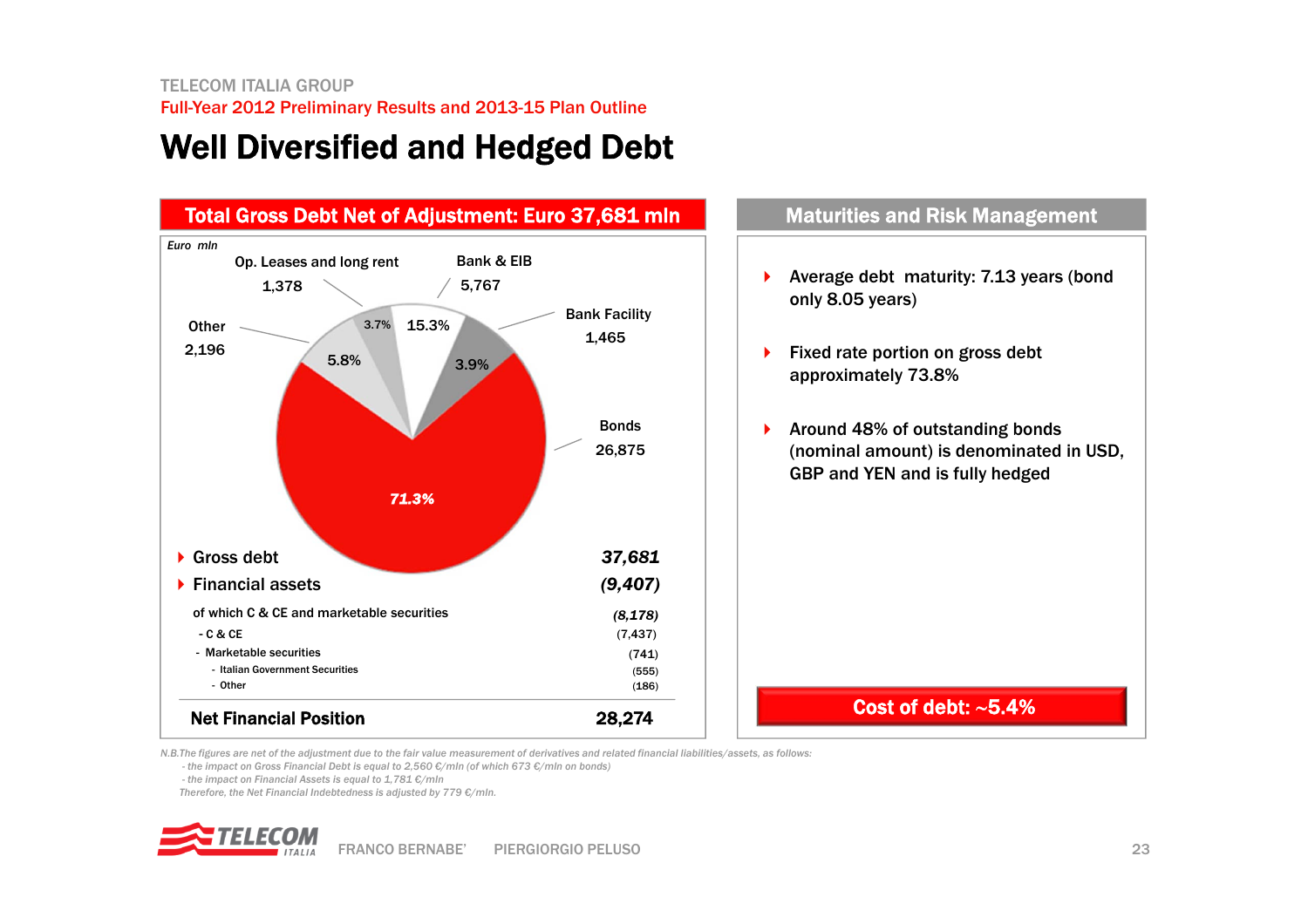TELECOM ITALIA GROUP

Full-Year 2012 Preliminary Results and 2013-15 Plan Outline

# Well Diversified and Hedged Debt

## Total Gross Debt Net of Adjustment: Euro 37,681 mln

Euro mln

Op. Leases and long rent
1,378

Bank & EIB
5,767

Bank Facility
1,465

Other
2,196

Bonds
26,875

3.7%
15.3%
5.8%
3.9%
71.3%

| | |
|---|---|
| **Gross debt** | ***37,681*** |
| **Financial assets** | ***(9,407)*** |
| of which C & CE and marketable securities | *(8,178)* |
| - C & CE | (7,437) |
| - Marketable securities | (741) |
| - Italian Government Securities | (555) |
| - Other | (186) |
| **Net Financial Position** | **28,274** |

## Maturities and Risk Management

- Average debt maturity: 7.13 years (bond only 8.05 years)
- Fixed rate portion on gross debt approximately 73.8%
- Around 48% of outstanding bonds (nominal amount) is denominated in USD, GBP and YEN and is fully hedged

**Cost of debt: ~5.4%**

*N.B.The figures are net of the adjustment due to the fair value measurement of derivatives and related financial liabilities/assets, as follows:*
*- the impact on Gross Financial Debt is equal to 2,560 €/mln (of which 673 €/mln on bonds)*
*- the impact on Financial Assets is equal to 1,781 €/mln*
*Therefore, the Net Financial Indebtedness is adjusted by 779 €/mln.*